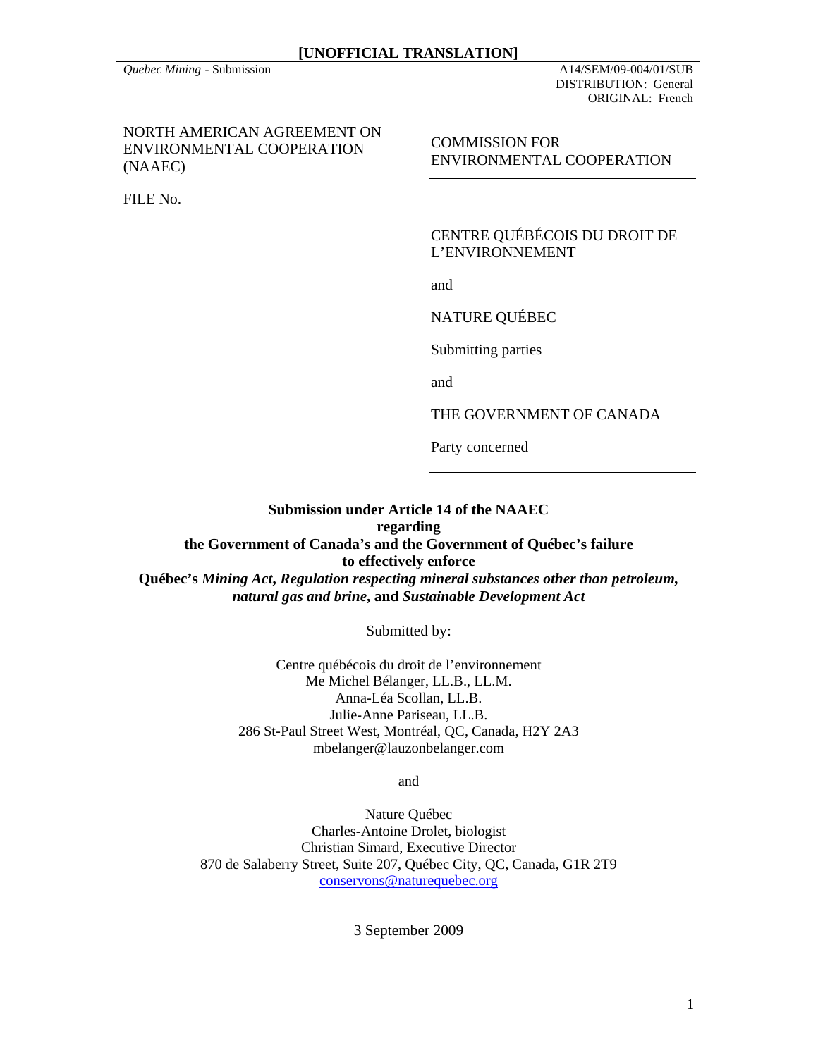**[UNOFFICIAL TRANSLATION]**

*Quebec Mining* - Submission

A14/SEM/09-004/01/SUB
DISTRIBUTION: General
ORIGINAL: French

NORTH AMERICAN AGREEMENT ON ENVIRONMENTAL COOPERATION (NAAEC)

FILE No.

COMMISSION FOR ENVIRONMENTAL COOPERATION

CENTRE QUÉBÉCOIS DU DROIT DE L'ENVIRONNEMENT

and

NATURE QUÉBEC

Submitting parties

and

THE GOVERNMENT OF CANADA

Party concerned

**Submission under Article 14 of the NAAEC regarding the Government of Canada's and the Government of Québec's failure to effectively enforce Québec's *Mining Act*, *Regulation respecting mineral substances other than petroleum, natural gas and brine*, and *Sustainable Development Act***

Submitted by:

Centre québécois du droit de l'environnement
Me Michel Bélanger, LL.B., LL.M.
Anna-Léa Scollan, LL.B.
Julie-Anne Pariseau, LL.B.
286 St-Paul Street West, Montréal, QC, Canada, H2Y 2A3
mbelanger@lauzonbelanger.com

and

Nature Québec
Charles-Antoine Drolet, biologist
Christian Simard, Executive Director
870 de Salaberry Street, Suite 207, Québec City, QC, Canada, G1R 2T9
conservons@naturequebec.org

3 September 2009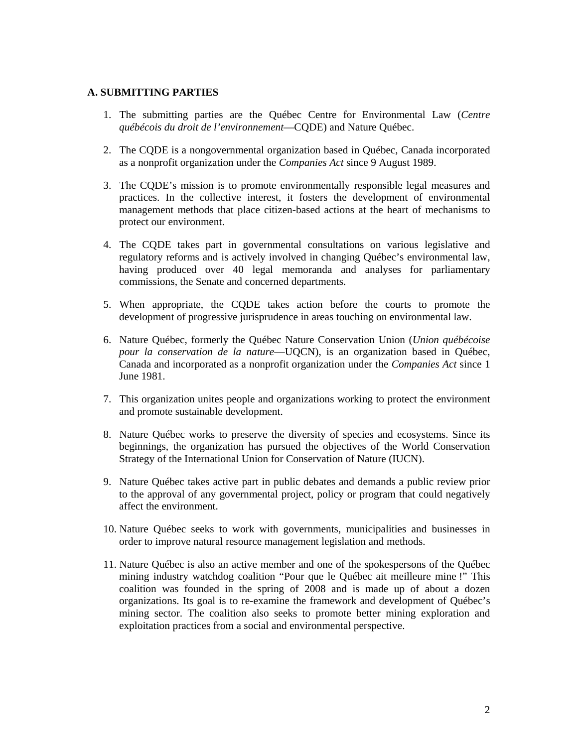### A. SUBMITTING PARTIES

1. The submitting parties are the Québec Centre for Environmental Law (*Centre québécois du droit de l'environnement*—CQDE) and Nature Québec.

2. The CQDE is a nongovernmental organization based in Québec, Canada incorporated as a nonprofit organization under the *Companies Act* since 9 August 1989.

3. The CQDE's mission is to promote environmentally responsible legal measures and practices. In the collective interest, it fosters the development of environmental management methods that place citizen-based actions at the heart of mechanisms to protect our environment.

4. The CQDE takes part in governmental consultations on various legislative and regulatory reforms and is actively involved in changing Québec's environmental law, having produced over 40 legal memoranda and analyses for parliamentary commissions, the Senate and concerned departments.

5. When appropriate, the CQDE takes action before the courts to promote the development of progressive jurisprudence in areas touching on environmental law.

6. Nature Québec, formerly the Québec Nature Conservation Union (*Union québécoise pour la conservation de la nature*—UQCN), is an organization based in Québec, Canada and incorporated as a nonprofit organization under the *Companies Act* since 1 June 1981.

7. This organization unites people and organizations working to protect the environment and promote sustainable development.

8. Nature Québec works to preserve the diversity of species and ecosystems. Since its beginnings, the organization has pursued the objectives of the World Conservation Strategy of the International Union for Conservation of Nature (IUCN).

9. Nature Québec takes active part in public debates and demands a public review prior to the approval of any governmental project, policy or program that could negatively affect the environment.

10. Nature Québec seeks to work with governments, municipalities and businesses in order to improve natural resource management legislation and methods.

11. Nature Québec is also an active member and one of the spokespersons of the Québec mining industry watchdog coalition "Pour que le Québec ait meilleure mine !" This coalition was founded in the spring of 2008 and is made up of about a dozen organizations. Its goal is to re-examine the framework and development of Québec's mining sector. The coalition also seeks to promote better mining exploration and exploitation practices from a social and environmental perspective.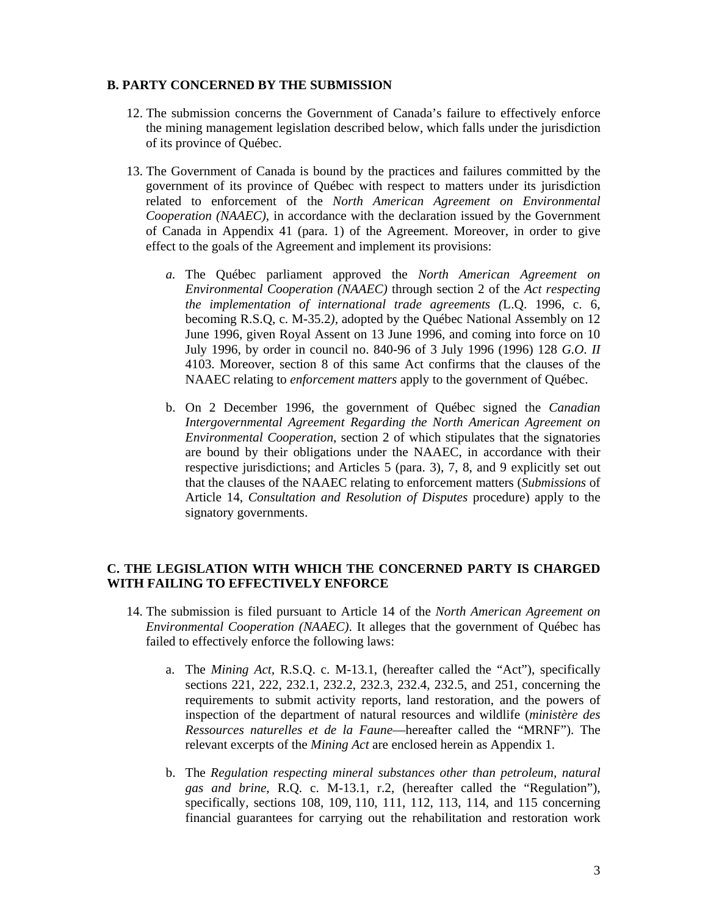### B. PARTY CONCERNED BY THE SUBMISSION

12. The submission concerns the Government of Canada's failure to effectively enforce the mining management legislation described below, which falls under the jurisdiction of its province of Québec.

13. The Government of Canada is bound by the practices and failures committed by the government of its province of Québec with respect to matters under its jurisdiction related to enforcement of the *North American Agreement on Environmental Cooperation (NAAEC)*, in accordance with the declaration issued by the Government of Canada in Appendix 41 (para. 1) of the Agreement. Moreover, in order to give effect to the goals of the Agreement and implement its provisions:

    *a.* The Québec parliament approved the *North American Agreement on Environmental Cooperation (NAAEC)* through section 2 of the *Act respecting the implementation of international trade agreements (*L.Q. 1996, c. 6, becoming R.S.Q, c. M-35.2*),* adopted by the Québec National Assembly on 12 June 1996, given Royal Assent on 13 June 1996, and coming into force on 10 July 1996, by order in council no. 840-96 of 3 July 1996 (1996) 128 *G.O. II* 4103. Moreover, section 8 of this same Act confirms that the clauses of the NAAEC relating to *enforcement matters* apply to the government of Québec.

    b. On 2 December 1996, the government of Québec signed the *Canadian Intergovernmental Agreement Regarding the North American Agreement on Environmental Cooperation*, section 2 of which stipulates that the signatories are bound by their obligations under the NAAEC, in accordance with their respective jurisdictions; and Articles 5 (para. 3), 7, 8, and 9 explicitly set out that the clauses of the NAAEC relating to enforcement matters (*Submissions* of Article 14, *Consultation and Resolution of Disputes* procedure) apply to the signatory governments.

### C. THE LEGISLATION WITH WHICH THE CONCERNED PARTY IS CHARGED WITH FAILING TO EFFECTIVELY ENFORCE

14. The submission is filed pursuant to Article 14 of the *North American Agreement on Environmental Cooperation (NAAEC)*. It alleges that the government of Québec has failed to effectively enforce the following laws:

    a. The *Mining Act*, R.S.Q. c. M-13.1, (hereafter called the "Act"), specifically sections 221, 222, 232.1, 232.2, 232.3, 232.4, 232.5, and 251, concerning the requirements to submit activity reports, land restoration, and the powers of inspection of the department of natural resources and wildlife (*ministère des Ressources naturelles et de la Faune*—hereafter called the "MRNF"). The relevant excerpts of the *Mining Act* are enclosed herein as Appendix 1.

    b. The *Regulation respecting mineral substances other than petroleum, natural gas and brine*, R.Q. c. M-13.1, r.2, (hereafter called the "Regulation"), specifically, sections 108, 109, 110, 111, 112, 113, 114, and 115 concerning financial guarantees for carrying out the rehabilitation and restoration work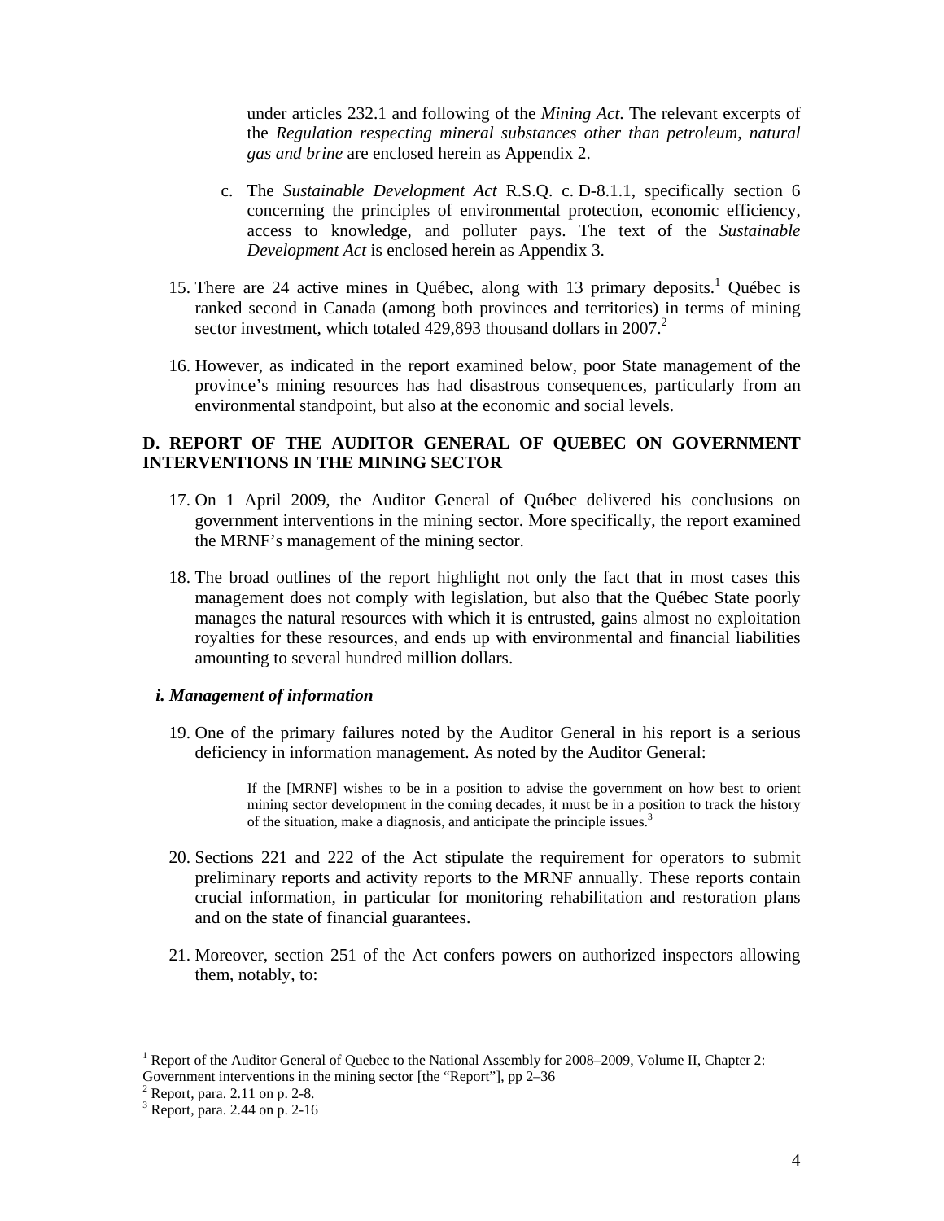under articles 232.1 and following of the *Mining Act*. The relevant excerpts of the *Regulation respecting mineral substances other than petroleum, natural gas and brine* are enclosed herein as Appendix 2.

c. The *Sustainable Development Act* R.S.Q. c. D-8.1.1, specifically section 6 concerning the principles of environmental protection, economic efficiency, access to knowledge, and polluter pays. The text of the *Sustainable Development Act* is enclosed herein as Appendix 3.

15. There are 24 active mines in Québec, along with 13 primary deposits.[1] Québec is ranked second in Canada (among both provinces and territories) in terms of mining sector investment, which totaled 429,893 thousand dollars in 2007.[2]

16. However, as indicated in the report examined below, poor State management of the province's mining resources has had disastrous consequences, particularly from an environmental standpoint, but also at the economic and social levels.

## D. REPORT OF THE AUDITOR GENERAL OF QUEBEC ON GOVERNMENT INTERVENTIONS IN THE MINING SECTOR

17. On 1 April 2009, the Auditor General of Québec delivered his conclusions on government interventions in the mining sector. More specifically, the report examined the MRNF's management of the mining sector.

18. The broad outlines of the report highlight not only the fact that in most cases this management does not comply with legislation, but also that the Québec State poorly manages the natural resources with which it is entrusted, gains almost no exploitation royalties for these resources, and ends up with environmental and financial liabilities amounting to several hundred million dollars.

### *i. Management of information*

19. One of the primary failures noted by the Auditor General in his report is a serious deficiency in information management. As noted by the Auditor General:

> If the [MRNF] wishes to be in a position to advise the government on how best to orient mining sector development in the coming decades, it must be in a position to track the history of the situation, make a diagnosis, and anticipate the principle issues.[3]

20. Sections 221 and 222 of the Act stipulate the requirement for operators to submit preliminary reports and activity reports to the MRNF annually. These reports contain crucial information, in particular for monitoring rehabilitation and restoration plans and on the state of financial guarantees.

21. Moreover, section 251 of the Act confers powers on authorized inspectors allowing them, notably, to:

---

[1] Report of the Auditor General of Quebec to the National Assembly for 2008–2009, Volume II, Chapter 2: Government interventions in the mining sector [the "Report"], pp 2–36

[2] Report, para. 2.11 on p. 2-8.

[3] Report, para. 2.44 on p. 2-16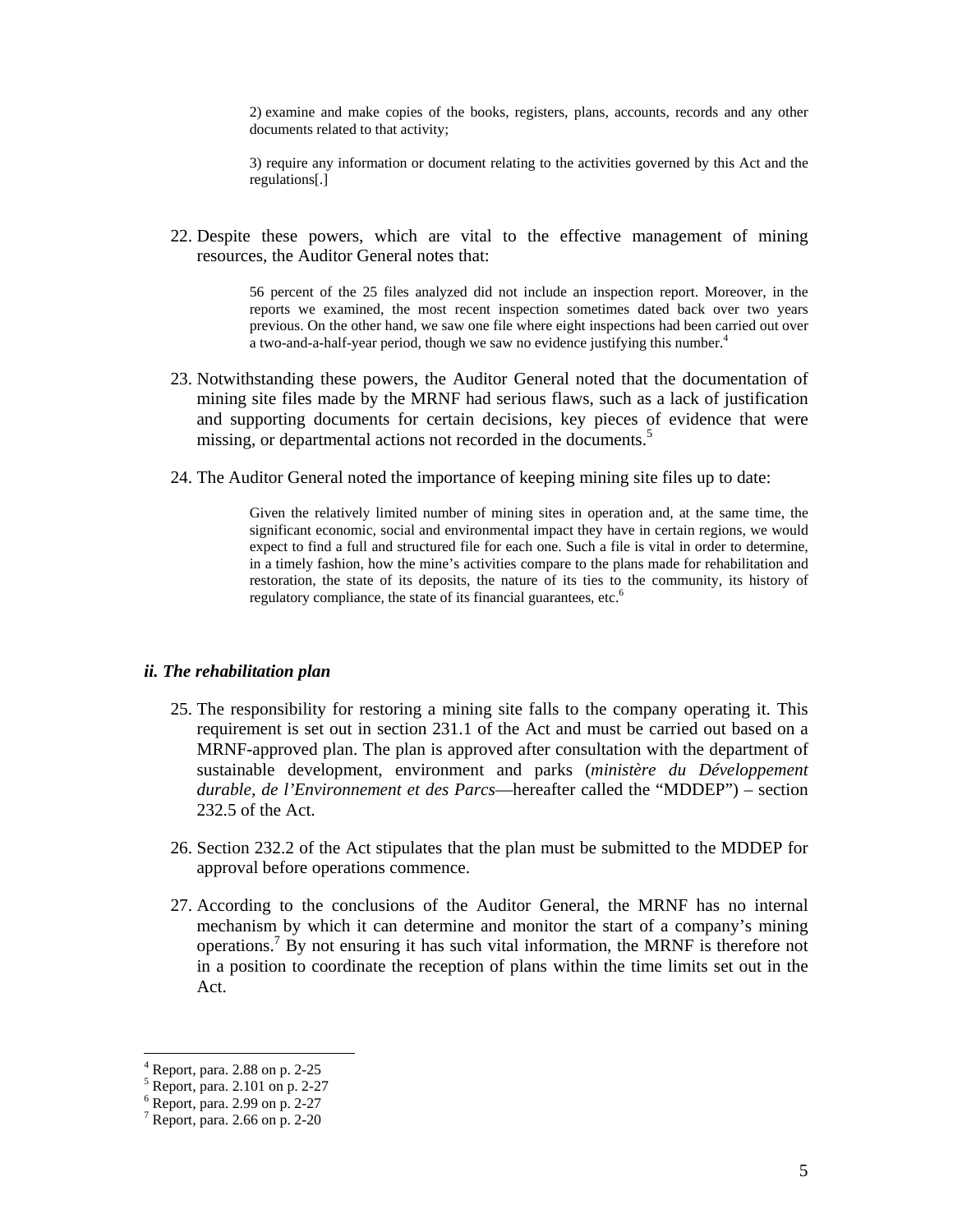> 2) examine and make copies of the books, registers, plans, accounts, records and any other documents related to that activity;
>
> 3) require any information or document relating to the activities governed by this Act and the regulations[.]

22. Despite these powers, which are vital to the effective management of mining resources, the Auditor General notes that:

> 56 percent of the 25 files analyzed did not include an inspection report. Moreover, in the reports we examined, the most recent inspection sometimes dated back over two years previous. On the other hand, we saw one file where eight inspections had been carried out over a two-and-a-half-year period, though we saw no evidence justifying this number.[4]

23. Notwithstanding these powers, the Auditor General noted that the documentation of mining site files made by the MRNF had serious flaws, such as a lack of justification and supporting documents for certain decisions, key pieces of evidence that were missing, or departmental actions not recorded in the documents.[5]

24. The Auditor General noted the importance of keeping mining site files up to date:

> Given the relatively limited number of mining sites in operation and, at the same time, the significant economic, social and environmental impact they have in certain regions, we would expect to find a full and structured file for each one. Such a file is vital in order to determine, in a timely fashion, how the mine's activities compare to the plans made for rehabilitation and restoration, the state of its deposits, the nature of its ties to the community, its history of regulatory compliance, the state of its financial guarantees, etc.[6]

### *ii. The rehabilitation plan*

25. The responsibility for restoring a mining site falls to the company operating it. This requirement is set out in section 231.1 of the Act and must be carried out based on a MRNF-approved plan. The plan is approved after consultation with the department of sustainable development, environment and parks (*ministère du Développement durable, de l'Environnement et des Parcs*—hereafter called the "MDDEP") – section 232.5 of the Act.

26. Section 232.2 of the Act stipulates that the plan must be submitted to the MDDEP for approval before operations commence.

27. According to the conclusions of the Auditor General, the MRNF has no internal mechanism by which it can determine and monitor the start of a company's mining operations.[7] By not ensuring it has such vital information, the MRNF is therefore not in a position to coordinate the reception of plans within the time limits set out in the Act.

---

[4] Report, para. 2.88 on p. 2-25

[5] Report, para. 2.101 on p. 2-27

[6] Report, para. 2.99 on p. 2-27

[7] Report, para. 2.66 on p. 2-20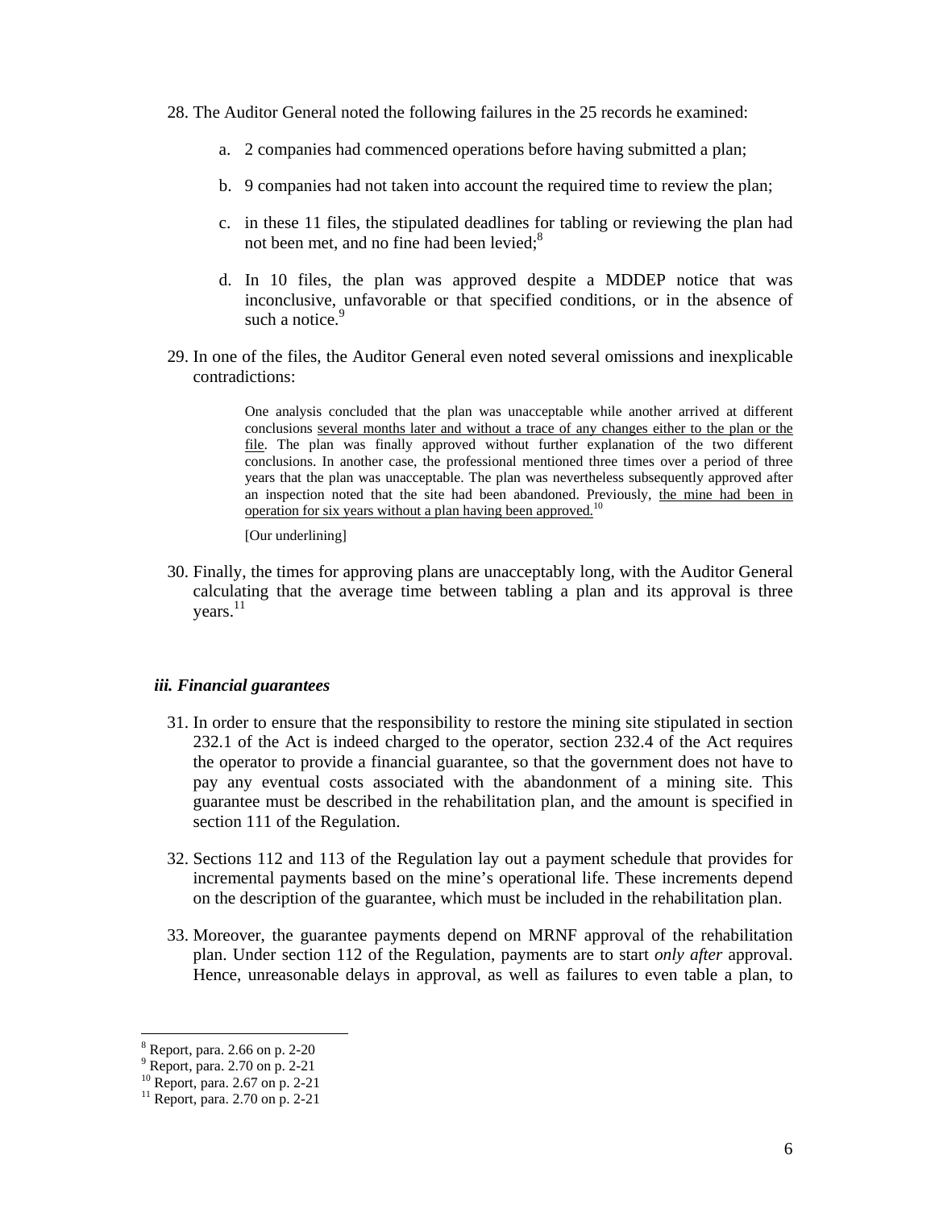28. The Auditor General noted the following failures in the 25 records he examined:

    a. 2 companies had commenced operations before having submitted a plan;

    b. 9 companies had not taken into account the required time to review the plan;

    c. in these 11 files, the stipulated deadlines for tabling or reviewing the plan had not been met, and no fine had been levied;[8]

    d. In 10 files, the plan was approved despite a MDDEP notice that was inconclusive, unfavorable or that specified conditions, or in the absence of such a notice.[9]

29. In one of the files, the Auditor General even noted several omissions and inexplicable contradictions:

> One analysis concluded that the plan was unacceptable while another arrived at different conclusions <u>several months later and without a trace of any changes either to the plan or the file</u>. The plan was finally approved without further explanation of the two different conclusions. In another case, the professional mentioned three times over a period of three years that the plan was unacceptable. The plan was nevertheless subsequently approved after an inspection noted that the site had been abandoned. Previously, <u>the mine had been in operation for six years without a plan having been approved.</u>[10]
>
> [Our underlining]

30. Finally, the times for approving plans are unacceptably long, with the Auditor General calculating that the average time between tabling a plan and its approval is three years.[11]

### *iii. Financial guarantees*

31. In order to ensure that the responsibility to restore the mining site stipulated in section 232.1 of the Act is indeed charged to the operator, section 232.4 of the Act requires the operator to provide a financial guarantee, so that the government does not have to pay any eventual costs associated with the abandonment of a mining site. This guarantee must be described in the rehabilitation plan, and the amount is specified in section 111 of the Regulation.

32. Sections 112 and 113 of the Regulation lay out a payment schedule that provides for incremental payments based on the mine's operational life. These increments depend on the description of the guarantee, which must be included in the rehabilitation plan.

33. Moreover, the guarantee payments depend on MRNF approval of the rehabilitation plan. Under section 112 of the Regulation, payments are to start *only after* approval. Hence, unreasonable delays in approval, as well as failures to even table a plan, to

---

[8] Report, para. 2.66 on p. 2-20

[9] Report, para. 2.70 on p. 2-21

[10] Report, para. 2.67 on p. 2-21

[11] Report, para. 2.70 on p. 2-21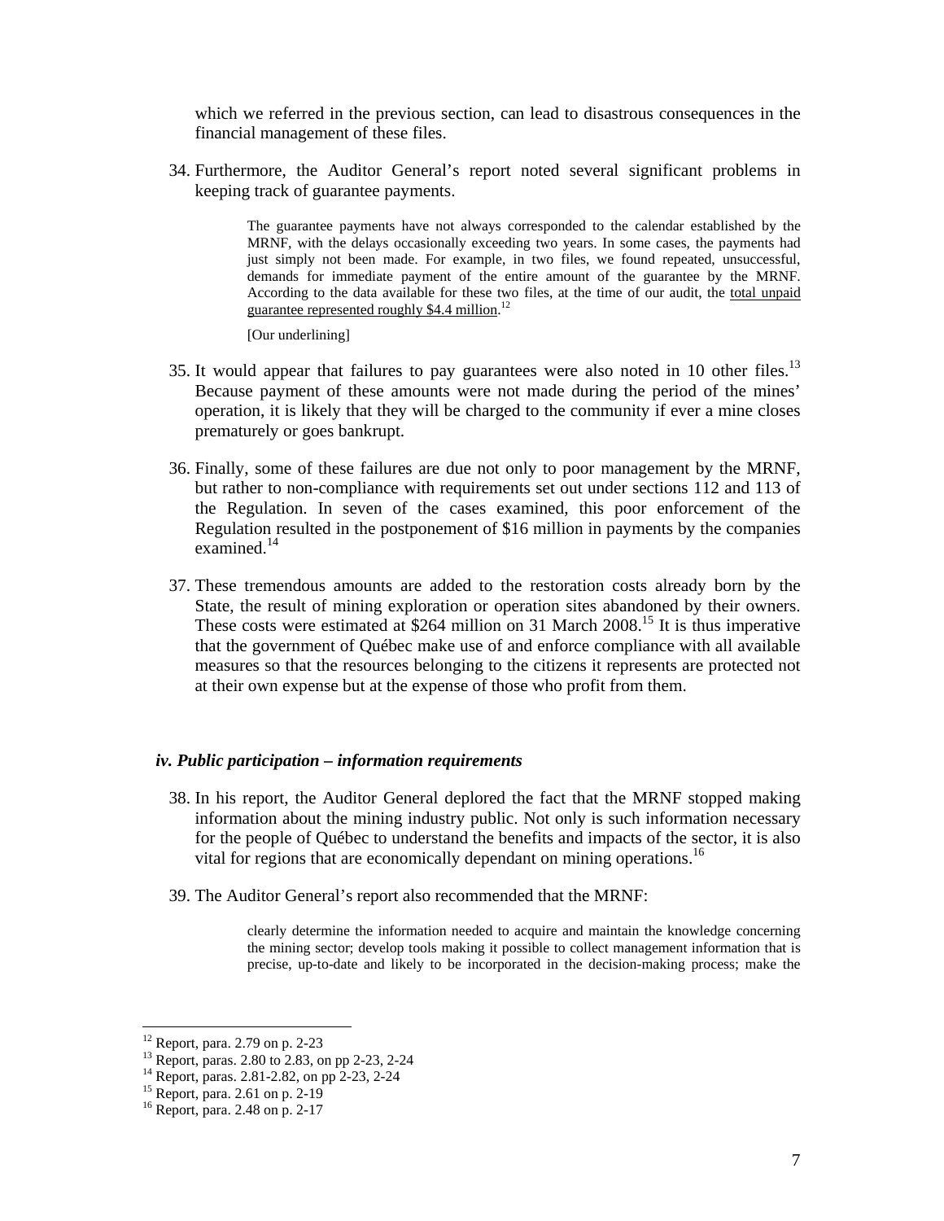which we referred in the previous section, can lead to disastrous consequences in the financial management of these files.

34. Furthermore, the Auditor General's report noted several significant problems in keeping track of guarantee payments.

> The guarantee payments have not always corresponded to the calendar established by the MRNF, with the delays occasionally exceeding two years. In some cases, the payments had just simply not been made. For example, in two files, we found repeated, unsuccessful, demands for immediate payment of the entire amount of the guarantee by the MRNF. According to the data available for these two files, at the time of our audit, the <u>total unpaid guarantee represented roughly $4.4 million</u>.[12]
>
> [Our underlining]

35. It would appear that failures to pay guarantees were also noted in 10 other files.[13] Because payment of these amounts were not made during the period of the mines' operation, it is likely that they will be charged to the community if ever a mine closes prematurely or goes bankrupt.

36. Finally, some of these failures are due not only to poor management by the MRNF, but rather to non-compliance with requirements set out under sections 112 and 113 of the Regulation. In seven of the cases examined, this poor enforcement of the Regulation resulted in the postponement of $16 million in payments by the companies examined.[14]

37. These tremendous amounts are added to the restoration costs already born by the State, the result of mining exploration or operation sites abandoned by their owners. These costs were estimated at $264 million on 31 March 2008.[15] It is thus imperative that the government of Québec make use of and enforce compliance with all available measures so that the resources belonging to the citizens it represents are protected not at their own expense but at the expense of those who profit from them.

### *iv. Public participation – information requirements*

38. In his report, the Auditor General deplored the fact that the MRNF stopped making information about the mining industry public. Not only is such information necessary for the people of Québec to understand the benefits and impacts of the sector, it is also vital for regions that are economically dependant on mining operations.[16]

39. The Auditor General's report also recommended that the MRNF:

> clearly determine the information needed to acquire and maintain the knowledge concerning the mining sector; develop tools making it possible to collect management information that is precise, up-to-date and likely to be incorporated in the decision-making process; make the

---

[12] Report, para. 2.79 on p. 2-23
[13] Report, paras. 2.80 to 2.83, on pp 2-23, 2-24
[14] Report, paras. 2.81-2.82, on pp 2-23, 2-24
[15] Report, para. 2.61 on p. 2-19
[16] Report, para. 2.48 on p. 2-17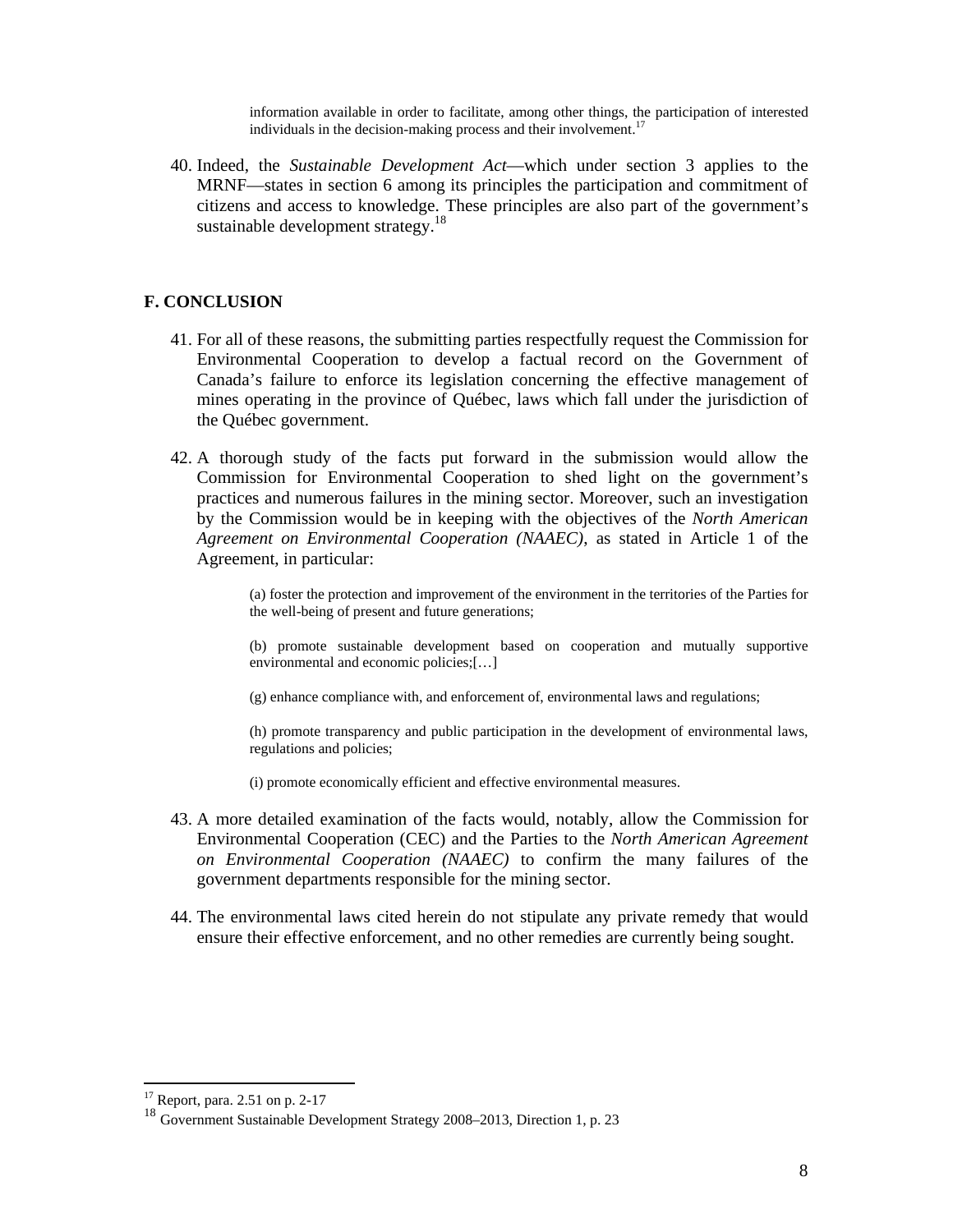> information available in order to facilitate, among other things, the participation of interested individuals in the decision-making process and their involvement.[17]

40. Indeed, the *Sustainable Development Act*—which under section 3 applies to the MRNF—states in section 6 among its principles the participation and commitment of citizens and access to knowledge. These principles are also part of the government's sustainable development strategy.[18]

## F. CONCLUSION

41. For all of these reasons, the submitting parties respectfully request the Commission for Environmental Cooperation to develop a factual record on the Government of Canada's failure to enforce its legislation concerning the effective management of mines operating in the province of Québec, laws which fall under the jurisdiction of the Québec government.

42. A thorough study of the facts put forward in the submission would allow the Commission for Environmental Cooperation to shed light on the government's practices and numerous failures in the mining sector. Moreover, such an investigation by the Commission would be in keeping with the objectives of the *North American Agreement on Environmental Cooperation (NAAEC)*, as stated in Article 1 of the Agreement, in particular:

> (a) foster the protection and improvement of the environment in the territories of the Parties for the well-being of present and future generations;
>
> (b) promote sustainable development based on cooperation and mutually supportive environmental and economic policies;[…]
>
> (g) enhance compliance with, and enforcement of, environmental laws and regulations;
>
> (h) promote transparency and public participation in the development of environmental laws, regulations and policies;
>
> (i) promote economically efficient and effective environmental measures.

43. A more detailed examination of the facts would, notably, allow the Commission for Environmental Cooperation (CEC) and the Parties to the *North American Agreement on Environmental Cooperation (NAAEC)* to confirm the many failures of the government departments responsible for the mining sector.

44. The environmental laws cited herein do not stipulate any private remedy that would ensure their effective enforcement, and no other remedies are currently being sought.

---

[17] Report, para. 2.51 on p. 2-17

[18] Government Sustainable Development Strategy 2008–2013, Direction 1, p. 23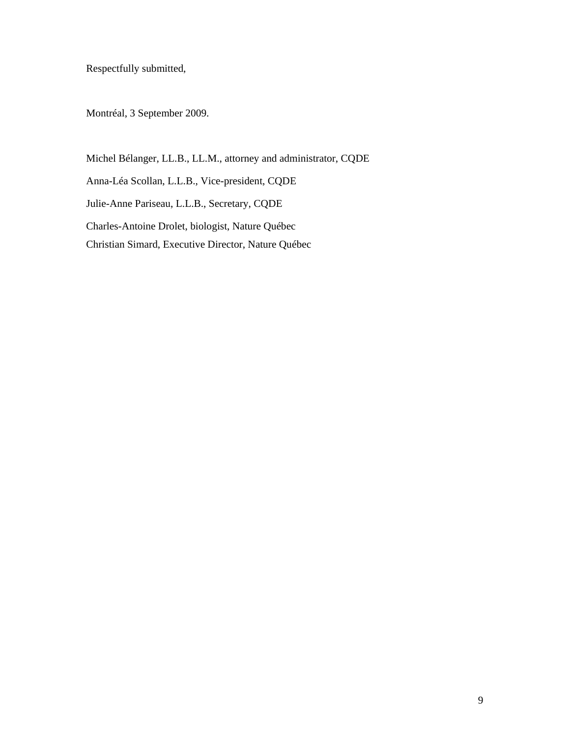Respectfully submitted,

Montréal, 3 September 2009.

Michel Bélanger, LL.B., LL.M., attorney and administrator, CQDE

Anna-Léa Scollan, L.L.B., Vice-president, CQDE

Julie-Anne Pariseau, L.L.B., Secretary, CQDE

Charles-Antoine Drolet, biologist, Nature Québec
Christian Simard, Executive Director, Nature Québec